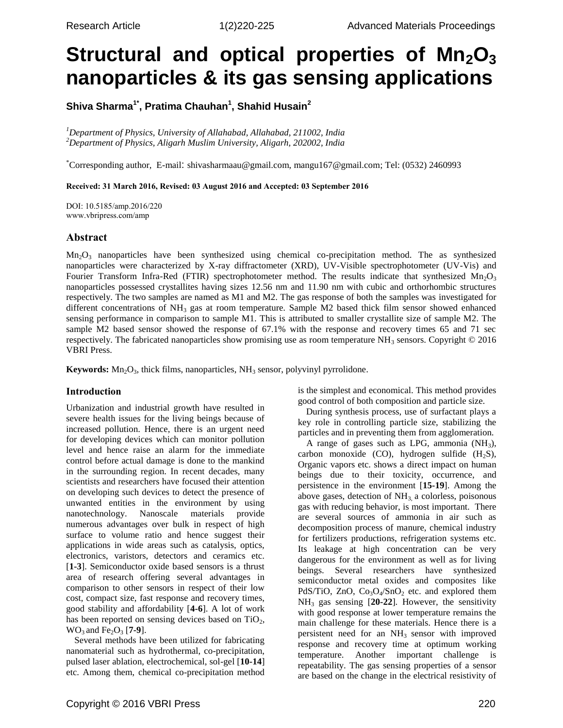# Structural and optical properties of $Mn_2O_3$ nanoparticles & its gas sensing applications

**Shiva Sharma[1*], Pratima Chauhan[1], Shahid Husain[2]**

[1]*Department of Physics, University of Allahabad, Allahabad, 211002, India*
[2]*Department of Physics, Aligarh Muslim University, Aligarh, 202002, India*

[*]Corresponding author, E-mail: shivasharmaau@gmail.com, mangu167@gmail.com; Tel: (0532) 2460993

**Received: 31 March 2016, Revised: 03 August 2016 and Accepted: 03 September 2016**

DOI: 10.5185/amp.2016/220
www.vbripress.com/amp

## Abstract

$Mn_2O_3$ nanoparticles have been synthesized using chemical co-precipitation method. The as synthesized nanoparticles were characterized by X-ray diffractometer (XRD), UV-Visible spectrophotometer (UV-Vis) and Fourier Transform Infra-Red (FTIR) spectrophotometer method. The results indicate that synthesized $Mn_2O_3$ nanoparticles possessed crystallites having sizes 12.56 nm and 11.90 nm with cubic and orthorhombic structures respectively. The two samples are named as M1 and M2. The gas response of both the samples was investigated for different concentrations of $NH_3$ gas at room temperature. Sample M2 based thick film sensor showed enhanced sensing performance in comparison to sample M1. This is attributed to smaller crystallite size of sample M2. The sample M2 based sensor showed the response of 67.1% with the response and recovery times 65 and 71 sec respectively. The fabricated nanoparticles show promising use as room temperature $NH_3$ sensors. Copyright © 2016 VBRI Press.

**Keywords:** $Mn_2O_3$, thick films, nanoparticles, $NH_3$ sensor, polyvinyl pyrrolidone.

## Introduction

Urbanization and industrial growth have resulted in severe health issues for the living beings because of increased pollution. Hence, there is an urgent need for developing devices which can monitor pollution level and hence raise an alarm for the immediate control before actual damage is done to the mankind in the surrounding region. In recent decades, many scientists and researchers have focused their attention on developing such devices to detect the presence of unwanted entities in the environment by using nanotechnology. Nanoscale materials provide numerous advantages over bulk in respect of high surface to volume ratio and hence suggest their applications in wide areas such as catalysis, optics, electronics, varistors, detectors and ceramics etc. [**1-3**]. Semiconductor oxide based sensors is a thrust area of research offering several advantages in comparison to other sensors in respect of their low cost, compact size, fast response and recovery times, good stability and affordability [**4-6**]. A lot of work has been reported on sensing devices based on $TiO_2$, $WO_3$ and $Fe_2O_3$ [**7-9**].

Several methods have been utilized for fabricating nanomaterial such as hydrothermal, co-precipitation, pulsed laser ablation, electrochemical, sol-gel [**10-14**] etc. Among them, chemical co-precipitation method is the simplest and economical. This method provides good control of both composition and particle size.

During synthesis process, use of surfactant plays a key role in controlling particle size, stabilizing the particles and in preventing them from agglomeration.

A range of gases such as LPG, ammonia ($NH_3$), carbon monoxide (CO), hydrogen sulfide ($H_2S$), Organic vapors etc. shows a direct impact on human beings due to their toxicity, occurrence, and persistence in the environment [**15-19**]. Among the above gases, detection of $NH_3$, a colorless, poisonous gas with reducing behavior, is most important. There are several sources of ammonia in air such as decomposition process of manure, chemical industry for fertilizers productions, refrigeration systems etc. Its leakage at high concentration can be very dangerous for the environment as well as for living beings. Several researchers have synthesized semiconductor metal oxides and composites like PdS/TiO, ZnO, $Co_3O_4/SnO_2$ etc. and explored them $NH_3$ gas sensing [**20-22**]. However, the sensitivity with good response at lower temperature remains the main challenge for these materials. Hence there is a persistent need for an $NH_3$ sensor with improved response and recovery time at optimum working temperature. Another important challenge is repeatability. The gas sensing properties of a sensor are based on the change in the electrical resistivity of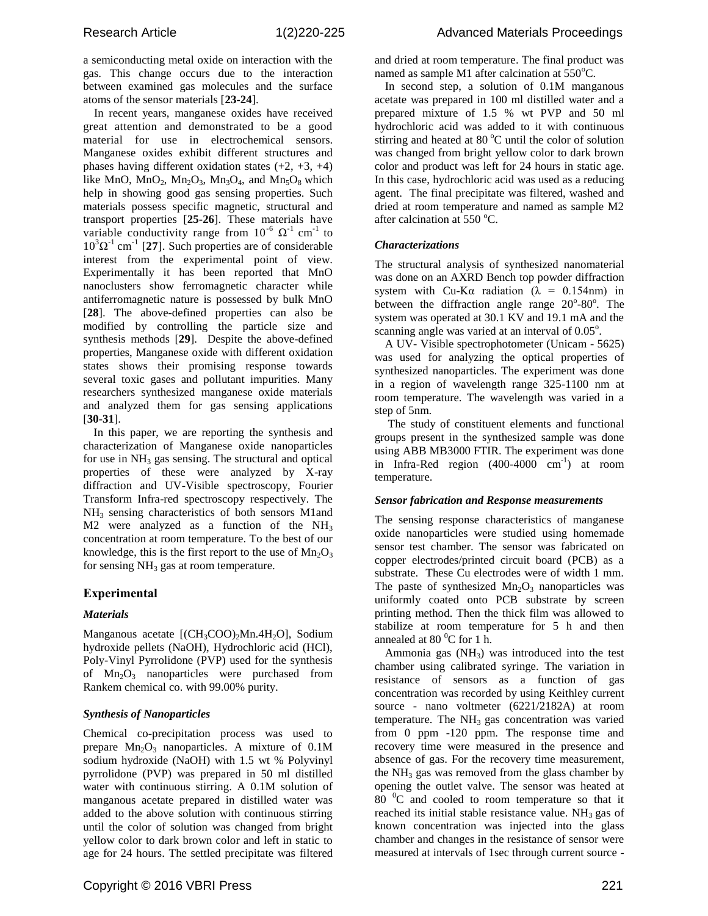a semiconducting metal oxide on interaction with the gas. This change occurs due to the interaction between examined gas molecules and the surface atoms of the sensor materials [**23-24**].

In recent years, manganese oxides have received great attention and demonstrated to be a good material for use in electrochemical sensors. Manganese oxides exhibit different structures and phases having different oxidation states (+2, +3, +4) like MnO, $MnO_2$, $Mn_2O_3$, $Mn_3O_4$, and $Mn_5O_8$ which help in showing good gas sensing properties. Such materials possess specific magnetic, structural and transport properties [**25-26**]. These materials have variable conductivity range from $10^{-6}$ $\Omega^{-1}$ $cm^{-1}$ to $10^{3}\Omega^{-1}$ $cm^{-1}$ [**27**]. Such properties are of considerable interest from the experimental point of view. Experimentally it has been reported that MnO nanoclusters show ferromagnetic character while antiferromagnetic nature is possessed by bulk MnO [**28**]. The above-defined properties can also be modified by controlling the particle size and synthesis methods [**29**]. Despite the above-defined properties, Manganese oxide with different oxidation states shows their promising response towards several toxic gases and pollutant impurities. Many researchers synthesized manganese oxide materials and analyzed them for gas sensing applications [**30-31**].

In this paper, we are reporting the synthesis and characterization of Manganese oxide nanoparticles for use in $NH_3$ gas sensing. The structural and optical properties of these were analyzed by X-ray diffraction and UV-Visible spectroscopy, Fourier Transform Infra-red spectroscopy respectively. The $NH_3$ sensing characteristics of both sensors M1and M2 were analyzed as a function of the $NH_3$ concentration at room temperature. To the best of our knowledge, this is the first report to the use of $Mn_2O_3$ for sensing $NH_3$ gas at room temperature.

## Experimental

### *Materials*

Manganous acetate [$(CH_3COO)_2Mn.4H_2O$], Sodium hydroxide pellets (NaOH), Hydrochloric acid (HCl), Poly-Vinyl Pyrrolidone (PVP) used for the synthesis of $Mn_2O_3$ nanoparticles were purchased from Rankem chemical co. with 99.00% purity.

### *Synthesis of Nanoparticles*

Chemical co-precipitation process was used to prepare $Mn_2O_3$ nanoparticles. A mixture of 0.1M sodium hydroxide (NaOH) with 1.5 wt % Polyvinyl pyrrolidone (PVP) was prepared in 50 ml distilled water with continuous stirring. A 0.1M solution of manganous acetate prepared in distilled water was added to the above solution with continuous stirring until the color of solution was changed from bright yellow color to dark brown color and left in static to age for 24 hours. The settled precipitate was filtered and dried at room temperature. The final product was named as sample M1 after calcination at 550°C.

In second step, a solution of 0.1M manganous acetate was prepared in 100 ml distilled water and a prepared mixture of 1.5 % wt PVP and 50 ml hydrochloric acid was added to it with continuous stirring and heated at 80 °C until the color of solution was changed from bright yellow color to dark brown color and product was left for 24 hours in static age. In this case, hydrochloric acid was used as a reducing agent. The final precipitate was filtered, washed and dried at room temperature and named as sample M2 after calcination at 550 °C.

### *Characterizations*

The structural analysis of synthesized nanomaterial was done on an AXRD Bench top powder diffraction system with Cu-Kα radiation (λ = 0.154nm) in between the diffraction angle range 20°-80°. The system was operated at 30.1 KV and 19.1 mA and the scanning angle was varied at an interval of 0.05°.

A UV- Visible spectrophotometer (Unicam - 5625) was used for analyzing the optical properties of synthesized nanoparticles. The experiment was done in a region of wavelength range 325-1100 nm at room temperature. The wavelength was varied in a step of 5nm.

The study of constituent elements and functional groups present in the synthesized sample was done using ABB MB3000 FTIR. The experiment was done in Infra-Red region (400-4000 $cm^{-1}$) at room temperature.

### *Sensor fabrication and Response measurements*

The sensing response characteristics of manganese oxide nanoparticles were studied using homemade sensor test chamber. The sensor was fabricated on copper electrodes/printed circuit board (PCB) as a substrate. These Cu electrodes were of width 1 mm. The paste of synthesized $Mn_2O_3$ nanoparticles was uniformly coated onto PCB substrate by screen printing method. Then the thick film was allowed to stabilize at room temperature for 5 h and then annealed at 80 °C for 1 h.

Ammonia gas ($NH_3$) was introduced into the test chamber using calibrated syringe. The variation in resistance of sensors as a function of gas concentration was recorded by using Keithley current source - nano voltmeter (6221/2182A) at room temperature. The $NH_3$ gas concentration was varied from 0 ppm -120 ppm. The response time and recovery time were measured in the presence and absence of gas. For the recovery time measurement, the $NH_3$ gas was removed from the glass chamber by opening the outlet valve. The sensor was heated at 80 °C and cooled to room temperature so that it reached its initial stable resistance value. $NH_3$ gas of known concentration was injected into the glass chamber and changes in the resistance of sensor were measured at intervals of 1sec through current source -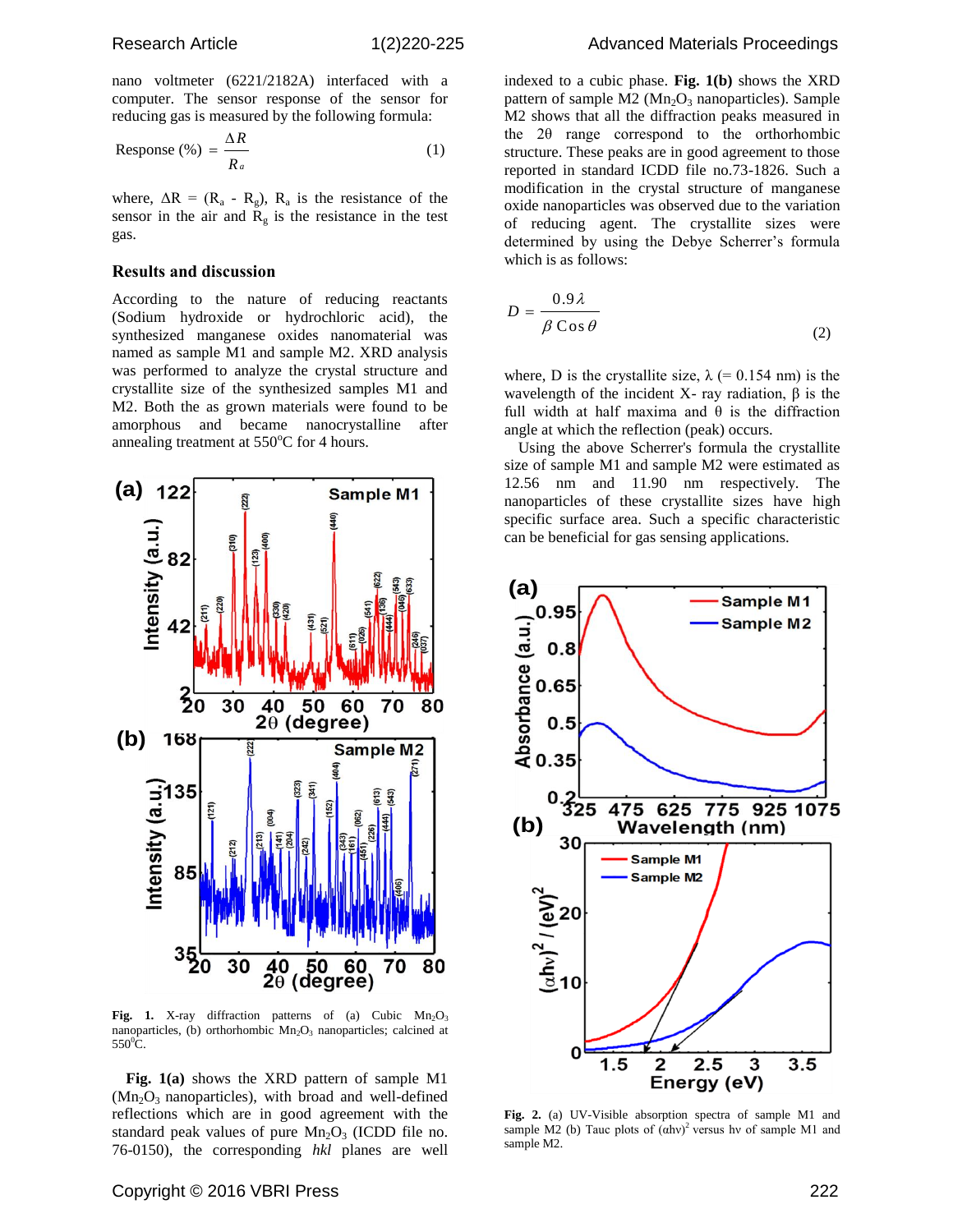nano voltmeter (6221/2182A) interfaced with a computer. The sensor response for reducing gas is measured by the following formula:

$$\text{Response (\%)} = \frac{\Delta R}{R_a} \quad (1)$$

where, $\Delta R = (R_a - R_g)$, $R_a$ is the resistance of the sensor in the air and $R_g$ is the resistance in the test gas.

## Results and discussion

According to the nature of reducing reactants (Sodium hydroxide or hydrochloric acid), the synthesized manganese oxides nanomaterial was named as sample M1 and sample M2. XRD analysis was performed to analyze the crystal structure and crystallite size of the synthesized samples M1 and M2. Both the as grown materials were found to be amorphous and became nanocrystalline after annealing treatment at 550°C for 4 hours.

**Fig. 1.** X-ray diffraction patterns of (a) Cubic $Mn_2O_3$ nanoparticles, (b) orthorhombic $Mn_2O_3$ nanoparticles; calcined at 550°C.

**Fig. 1(a)** shows the XRD pattern of sample M1 ($Mn_2O_3$ nanoparticles), with broad and well-defined reflections which are in good agreement with the standard peak values of pure $Mn_2O_3$ (ICDD file no. 76-0150), the corresponding *hkl* planes are well indexed to a cubic phase. **Fig. 1(b)** shows the XRD pattern of sample M2 ($Mn_2O_3$ nanoparticles). Sample M2 shows that all the diffraction peaks measured in the 2θ range correspond to the orthorhombic structure. These peaks are in good agreement to those reported in standard ICDD file no.73-1826. Such a modification in the crystal structure of manganese oxide nanoparticles was observed due to the variation of reducing agent. The crystallite sizes were determined by using the Debye Scherrer's formula which is as follows:

$$D = \frac{0.9\lambda}{\beta \cos\theta} \quad (2)$$

where, D is the crystallite size, λ (= 0.154 nm) is the wavelength of the incident X- ray radiation, β is the full width at half maxima and θ is the diffraction angle at which the reflection (peak) occurs.

Using the above Scherrer's formula the crystallite size of sample M1 and sample M2 were estimated as 12.56 nm and 11.90 nm respectively. The nanoparticles of these crystallite sizes have high specific surface area. Such a specific characteristic can be beneficial for gas sensing applications.

**Fig. 2.** (a) UV-Visible absorption spectra of sample M1 and sample M2 (b) Tauc plots of $(\alpha h\nu)^2$ versus hν of sample M1 and sample M2.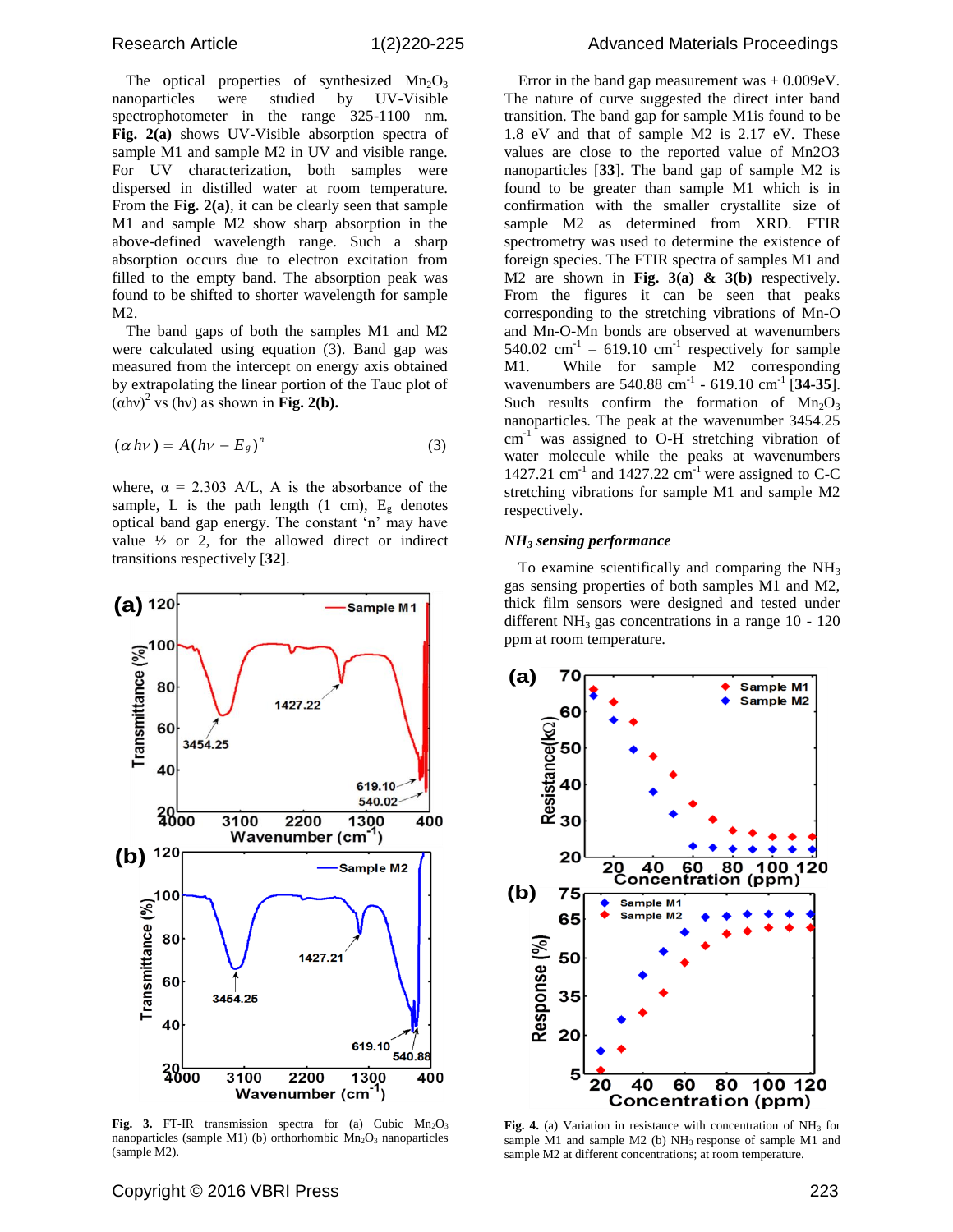The optical properties of synthesized $Mn_2O_3$ nanoparticles were studied by UV-Visible spectrophotometer in the range 325-1100 nm. **Fig. 2(a)** shows UV-Visible absorption spectra of sample M1 and sample M2 in UV and visible range. For UV characterization, both samples were dispersed in distilled water at room temperature. From the **Fig. 2(a)**, it can be clearly seen that sample M1 and sample M2 show sharp absorption in the above-defined wavelength range. Such a sharp absorption occurs due to electron excitation from filled to the empty band. The absorption peak was found to be shifted to shorter wavelength for sample M2.

The band gaps of both the samples M1 and M2 were calculated using equation (3). Band gap was measured from the intercept on energy axis obtained by extrapolating the linear portion of the Tauc plot of $(\alpha h\nu)^2$ vs $(h\nu)$ as shown in **Fig. 2(b).**

$$(\alpha h\nu) = A(h\nu - E_g)^n \tag{3}$$

where, $\alpha$ = 2.303 A/L, A is the absorbance of the sample, L is the path length (1 cm), $E_g$ denotes optical band gap energy. The constant 'n' may have value ½ or 2, for the allowed direct or indirect transitions respectively [**32**].

Fig. 3. FT-IR transmission spectra for (a) Cubic $Mn_2O_3$ nanoparticles (sample M1) (b) orthorhombic $Mn_2O_3$ nanoparticles (sample M2).

Error in the band gap measurement was ± 0.009eV. The nature of curve suggested the direct inter band transition. The band gap for sample M1is found to be 1.8 eV and that of sample M2 is 2.17 eV. These values are close to the reported value of Mn2O3 nanoparticles [**33**]. The band gap of sample M2 is found to be greater than sample M1 which is in confirmation with the smaller crystallite size of sample M2 as determined from XRD. FTIR spectrometry was used to determine the existence of foreign species. The FTIR spectra of samples M1 and M2 are shown in **Fig. 3(a) & 3(b)** respectively. From the figures it can be seen that peaks corresponding to the stretching vibrations of Mn-O and Mn-O-Mn bonds are observed at wavenumbers 540.02 $cm^{-1}$ – 619.10 $cm^{-1}$ respectively for sample M1. While for sample M2 corresponding wavenumbers are 540.88 $cm^{-1}$ - 619.10 $cm^{-1}$ [**34-35**]. Such results confirm the formation of $Mn_2O_3$ nanoparticles. The peak at the wavenumber 3454.25 $cm^{-1}$ was assigned to O-H stretching vibration of water molecule while the peaks at wavenumbers 1427.21 $cm^{-1}$ and 1427.22 $cm^{-1}$ were assigned to C-C stretching vibrations for sample M1 and sample M2 respectively.

### *$NH_3$ sensing performance*

To examine scientifically and comparing the $NH_3$ gas sensing properties of both samples M1 and M2, thick film sensors were designed and tested under different $NH_3$ gas concentrations in a range 10 - 120 ppm at room temperature.

**Fig. 4.** (a) Variation in resistance with concentration of $NH_3$ for sample M1 and sample M2 (b) $NH_3$ response of sample M1 and sample M2 at different concentrations; at room temperature.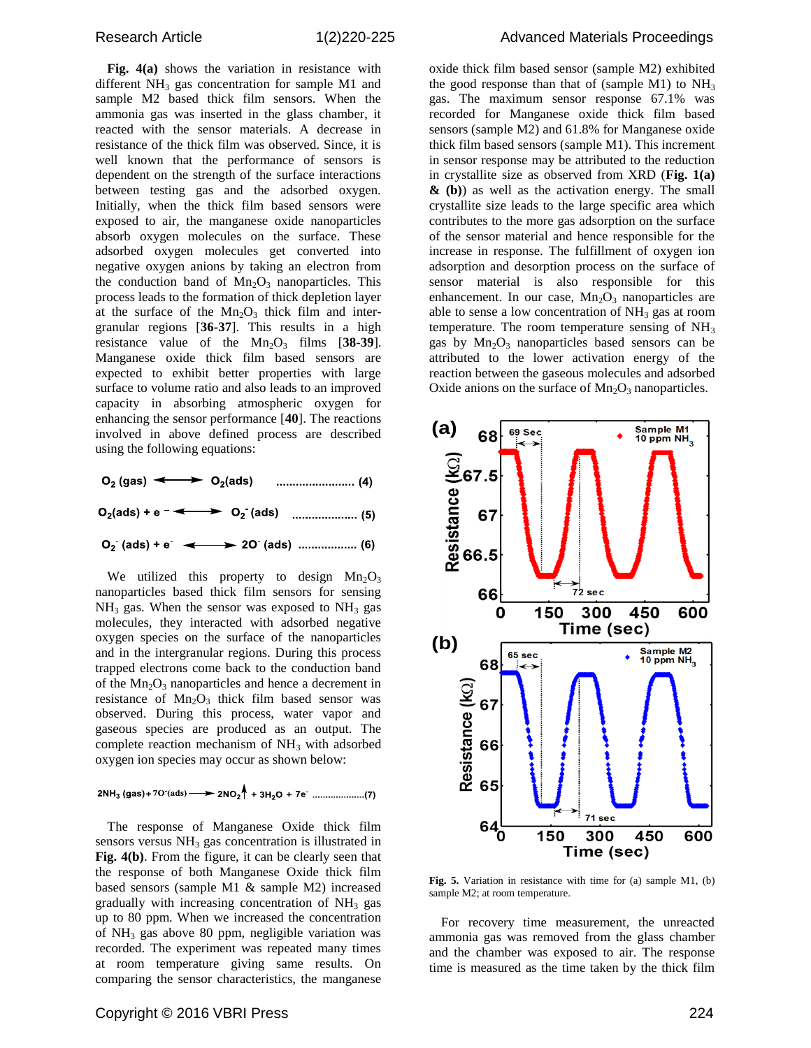**Fig. 4(a)** shows the variation in resistance with different $NH_3$ gas concentration for sample M1 and sample M2 based thick film sensors. When the ammonia gas was inserted in the glass chamber, it reacted with the sensor materials. A decrease in resistance of the thick film was observed. Since, it is well known that the performance of sensors is dependent on the strength of the surface interactions between testing gas and the adsorbed oxygen. Initially, when the thick film based sensors were exposed to air, the manganese oxide nanoparticles absorb oxygen molecules on the surface. These adsorbed oxygen molecules get converted into negative oxygen anions by taking an electron from the conduction band of $Mn_2O_3$ nanoparticles. This process leads to the formation of thick depletion layer at the surface of the $Mn_2O_3$ thick film and inter-granular regions [**36-37**]. This results in a high resistance value of the $Mn_2O_3$ films [**38-39**]. Manganese oxide thick film based sensors are expected to exhibit better properties with large surface to volume ratio and also leads to an improved capacity in absorbing atmospheric oxygen for enhancing the sensor performance [**40**]. The reactions involved in above defined process are described using the following equations:

$$O_2\ (gas) \longleftrightarrow O_2(ads) \quad \text{.......................... (4)}$$

$$O_2(ads) + e^- \longleftrightarrow O_2^-\ (ads) \quad \text{.................... (5)}$$

$$O_2^-\ (ads) + e^- \longleftrightarrow 2O^-\ (ads) \quad \text{.................. (6)}$$

We utilized this property to design $Mn_2O_3$ nanoparticles based thick film sensors for sensing $NH_3$ gas. When the sensor was exposed to $NH_3$ gas molecules, they interacted with adsorbed negative oxygen species on the surface of the nanoparticles and in the intergranular regions. During this process trapped electrons come back to the conduction band of the $Mn_2O_3$ nanoparticles and hence a decrement in resistance of $Mn_2O_3$ thick film based sensor was observed. During this process, water vapor and gaseous species are produced as an output. The complete reaction mechanism of $NH_3$ with adsorbed oxygen ion species may occur as shown below:

$$2NH_3\ (gas) + 7O^-(ads) \longrightarrow 2NO_2\uparrow + 3H_2O + 7e^- \quad \text{.................... (7)}$$

The response of Manganese Oxide thick film sensors versus $NH_3$ gas concentration is illustrated in **Fig. 4(b)**. From the figure, it can be clearly seen that the response of both Manganese Oxide thick film based sensors (sample M1 & sample M2) increased gradually with increasing concentration of $NH_3$ gas up to 80 ppm. When we increased the concentration of $NH_3$ gas above 80 ppm, negligible variation was recorded. The experiment was repeated many times at room temperature giving same results. On comparing the sensor characteristics, the manganese oxide thick film based sensor (sample M2) exhibited the good response than that of (sample M1) to $NH_3$ gas. The maximum sensor response 67.1% was recorded for Manganese oxide thick film based sensors (sample M2) and 61.8% for Manganese oxide thick film based sensors (sample M1). This increment in sensor response may be attributed to the reduction in crystallite size as observed from XRD (**Fig. 1(a) & (b)**) as well as the activation energy. The small crystallite size leads to the large specific area which contributes to the more gas adsorption on the surface of the sensor material and hence responsible for the increase in response. The fulfillment of oxygen ion adsorption and desorption process on the surface of sensor material is also responsible for this enhancement. In our case, $Mn_2O_3$ nanoparticles are able to sense a low concentration of $NH_3$ gas at room temperature. The room temperature sensing of $NH_3$ gas by $Mn_2O_3$ nanoparticles based sensors can be attributed to the lower activation energy of the reaction between the gaseous molecules and adsorbed Oxide anions on the surface of $Mn_2O_3$ nanoparticles.

**Fig. 5.** Variation in resistance with time for (a) sample M1, (b) sample M2; at room temperature.

For recovery time measurement, the unreacted ammonia gas was removed from the glass chamber and the chamber was exposed to air. The response time is measured as the time taken by the thick film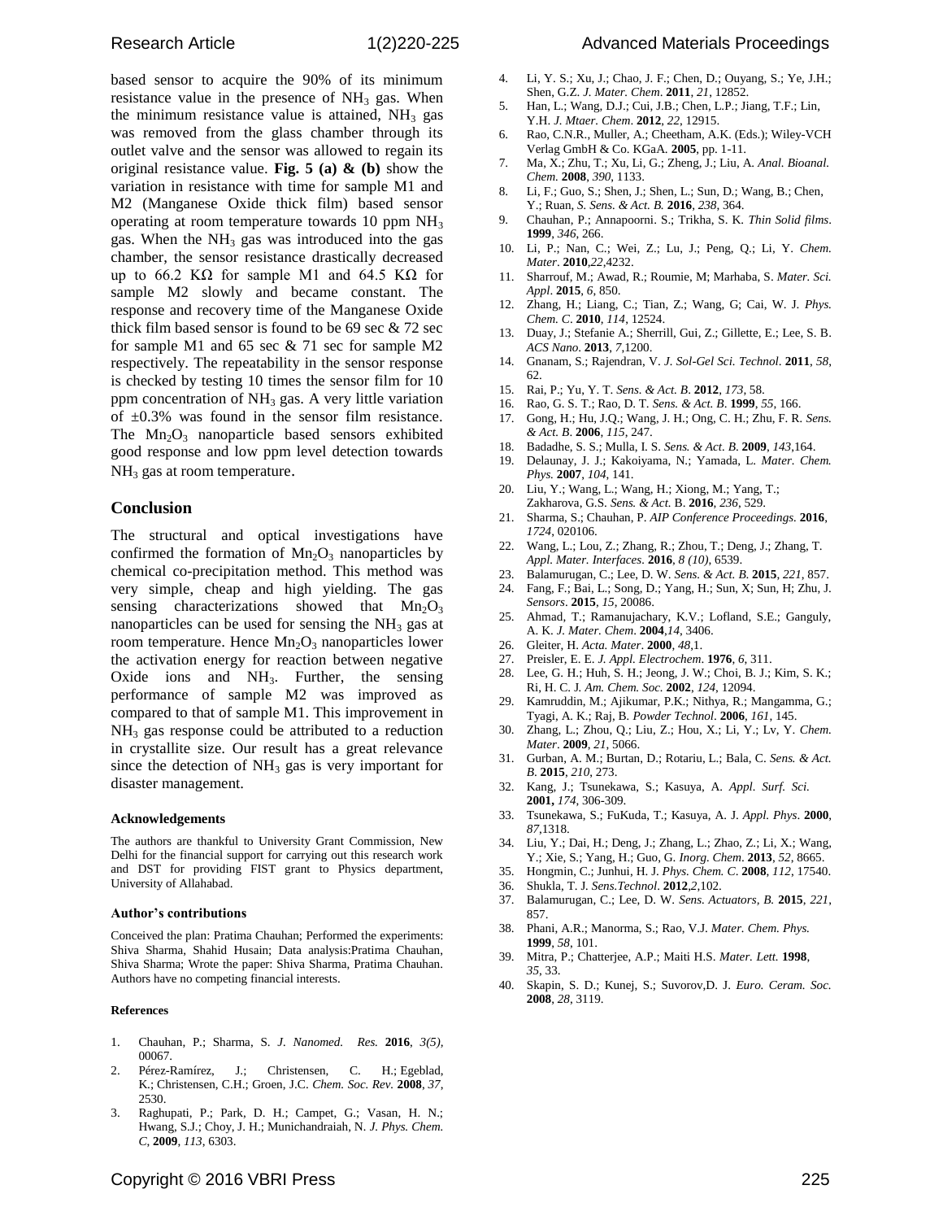based sensor to acquire the 90% of its minimum resistance value in the presence of $NH_3$ gas. When the minimum resistance value is attained, $NH_3$ gas was removed from the glass chamber through its outlet valve and the sensor was allowed to regain its original resistance value. **Fig. 5 (a) & (b)** show the variation in resistance with time for sample M1 and M2 (Manganese Oxide thick film) based sensor operating at room temperature towards 10 ppm $NH_3$ gas. When the $NH_3$ gas was introduced into the gas chamber, the sensor resistance drastically decreased up to 66.2 KΩ for sample M1 and 64.5 KΩ for sample M2 slowly and became constant. The response and recovery time of the Manganese Oxide thick film based sensor is found to be 69 sec & 72 sec for sample M1 and 65 sec & 71 sec for sample M2 respectively. The repeatability in the sensor response is checked by testing 10 times the sensor film for 10 ppm concentration of $NH_3$ gas. A very little variation of ±0.3% was found in the sensor film resistance. The $Mn_2O_3$ nanoparticle based sensors exhibited good response and low ppm level detection towards $NH_3$ gas at room temperature.

## Conclusion

The structural and optical investigations have confirmed the formation of $Mn_2O_3$ nanoparticles by chemical co-precipitation method. This method was very simple, cheap and high yielding. The gas sensing characterizations showed that $Mn_2O_3$ nanoparticles can be used for sensing the $NH_3$ gas at room temperature. Hence $Mn_2O_3$ nanoparticles lower the activation energy for reaction between negative Oxide ions and $NH_3$. Further, the sensing performance of sample M2 was improved as compared to that of sample M1. This improvement in $NH_3$ gas response could be attributed to a reduction in crystallite size. Our result has a great relevance since the detection of $NH_3$ gas is very important for disaster management.

### Acknowledgements

The authors are thankful to University Grant Commission, New Delhi for the financial support for carrying out this research work and DST for providing FIST grant to Physics department, University of Allahabad.

### Author's contributions

Conceived the plan: Pratima Chauhan; Performed the experiments: Shiva Sharma, Shahid Husain; Data analysis:Pratima Chauhan, Shiva Sharma; Wrote the paper: Shiva Sharma, Pratima Chauhan. Authors have no competing financial interests.

### References

1. Chauhan, P.; Sharma, S. *J. Nanomed. Res.* **2016**, *3(5)*, 00067.
2. Pérez-Ramírez, J.; Christensen, C. H.; Egeblad, K.; Christensen, C.H.; Groen, J.C. *Chem. Soc. Rev.* **2008**, *37*, 2530.
3. Raghupati, P.; Park, D. H.; Campet, G.; Vasan, H. N.; Hwang, S.J.; Choy, J. H.; Munichandraiah, N. *J. Phys. Chem. C*, **2009**, *113*, 6303.
4. Li, Y. S.; Xu, J.; Chao, J. F.; Chen, D.; Ouyang, S.; Ye, J.H.; Shen, G.Z. *J. Mater. Chem*. **2011**, *21*, 12852.
5. Han, L.; Wang, D.J.; Cui, J.B.; Chen, L.P.; Jiang, T.F.; Lin, Y.H. *J. Mtaer. Chem*. **2012**, *22*, 12915.
6. Rao, C.N.R., Muller, A.; Cheetham, A.K. (Eds.); Wiley-VCH Verlag GmbH & Co. KGaA. **2005**, pp. 1-11.
7. Ma, X.; Zhu, T.; Xu, Li, G.; Zheng, J.; Liu, A. *Anal. Bioanal. Chem.* **2008**, *390*, 1133.
8. Li, F.; Guo, S.; Shen, J.; Shen, L.; Sun, D.; Wang, B.; Chen, Y.; Ruan, *S. Sens. & Act. B.* **2016**, *238*, 364.
9. Chauhan, P.; Annapoorni. S.; Trikha, S. K. *Thin Solid films*. **1999**, *346*, 266.
10. Li, P.; Nan, C.; Wei, Z.; Lu, J.; Peng, Q.; Li, Y. *Chem. Mater*. **2010**,*22*,4232.
11. Sharrouf, M.; Awad, R.; Roumie, M; Marhaba, S. *Mater. Sci. Appl*. **2015**, *6*, 850.
12. Zhang, H.; Liang, C.; Tian, Z.; Wang, G; Cai, W. J. *Phys. Chem. C*. **2010**, *114*, 12524.
13. Duay, J.; Stefanie A.; Sherrill, Gui, Z.; Gillette, E.; Lee, S. B. *ACS Nano*. **2013**, *7*,1200.
14. Gnanam, S.; Rajendran, V. *J. Sol-Gel Sci. Technol*. **2011**, *58*, 62.
15. Rai, P.; Yu, Y. T. *Sens. & Act. B*. **2012**, *173*, 58.
16. Rao, G. S. T.; Rao, D. T. *Sens. & Act. B*. **1999**, *55*, 166.
17. Gong, H.; Hu, J.Q.; Wang, J. H.; Ong, C. H.; Zhu, F. R. *Sens. & Act. B*. **2006**, *115*, 247.
18. Badadhe, S. S.; Mulla, I. S. *Sens. & Act. B*. **2009**, *143*,164.
19. Delaunay, J. J.; Kakoiyama, N.; Yamada, L. *Mater. Chem. Phys.* **2007**, *104*, 141.
20. Liu, Y.; Wang, L.; Wang, H.; Xiong, M.; Yang, T.; Zakharova, G.S. *Sens. & Act.* B. **2016**, *236*, 529.
21. Sharma, S.; Chauhan, P. *AIP Conference Proceedings.* **2016**, *1724*, 020106.
22. Wang, L.; Lou, Z.; Zhang, R.; Zhou, T.; Deng, J.; Zhang, T. *Appl. Mater. Interfaces*. **2016**, *8 (10)*, 6539.
23. Balamurugan, C.; Lee, D. W. *Sens. & Act. B.* **2015**, *221*, 857.
24. Fang, F.; Bai, L.; Song, D.; Yang, H.; Sun, X; Sun, H; Zhu, J. *Sensors*. **2015**, *15*, 20086.
25. Ahmad, T.; Ramanujachary, K.V.; Lofland, S.E.; Ganguly, A. K. *J. Mater. Chem*. **2004**,*14*, 3406.
26. Gleiter, H. *Acta. Mater*. **2000**, *48*,1.
27. Preisler, E. E. *J. Appl. Electrochem*. **1976**, *6*, 311.
28. Lee, G. H.; Huh, S. H.; Jeong, J. W.; Choi, B. J.; Kim, S. K.; Ri, H. C. J. *Am. Chem. Soc.* **2002**, *124*, 12094.
29. Kamruddin, M.; Ajikumar, P.K.; Nithya, R.; Mangamma, G.; Tyagi, A. K.; Raj, B. *Powder Technol*. **2006**, *161*, 145.
30. Zhang, L.; Zhou, Q.; Liu, Z.; Hou, X.; Li, Y.; Lv, Y. *Chem. Mater*. **2009**, *21*, 5066.
31. Gurban, A. M.; Burtan, D.; Rotariu, L.; Bala, C. *Sens. & Act. B*. **2015**, *210*, 273.
32. Kang, J.; Tsunekawa, S.; Kasuya, A. *Appl. Surf. Sci.* **2001,** *174*, 306-309.
33. Tsunekawa, S.; FuKuda, T.; Kasuya, A. J. *Appl. Phys*. **2000**, *87*,1318.
34. Liu, Y.; Dai, H.; Deng, J.; Zhang, L.; Zhao, Z.; Li, X.; Wang, Y.; Xie, S.; Yang, H.; Guo, G. *Inorg. Chem*. **2013**, *52*, 8665.
35. Hongmin, C.; Junhui, H. J. *Phys. Chem. C*. **2008**, *112*, 17540.
36. Shukla, T. J. *Sens.Technol*. **2012**,*2*,102.
37. Balamurugan, C.; Lee, D. W. *Sens. Actuators, B.* **2015**, *221*, 857.
38. Phani, A.R.; Manorma, S.; Rao, V.J. *Mater. Chem. Phys.* **1999**, *58*, 101.
39. Mitra, P.; Chatterjee, A.P.; Maiti H.S. *Mater. Lett.* **1998**, *35*, 33.
40. Skapin, S. D.; Kunej, S.; Suvorov,D. J. *Euro. Ceram. Soc.* **2008**, *28*, 3119.